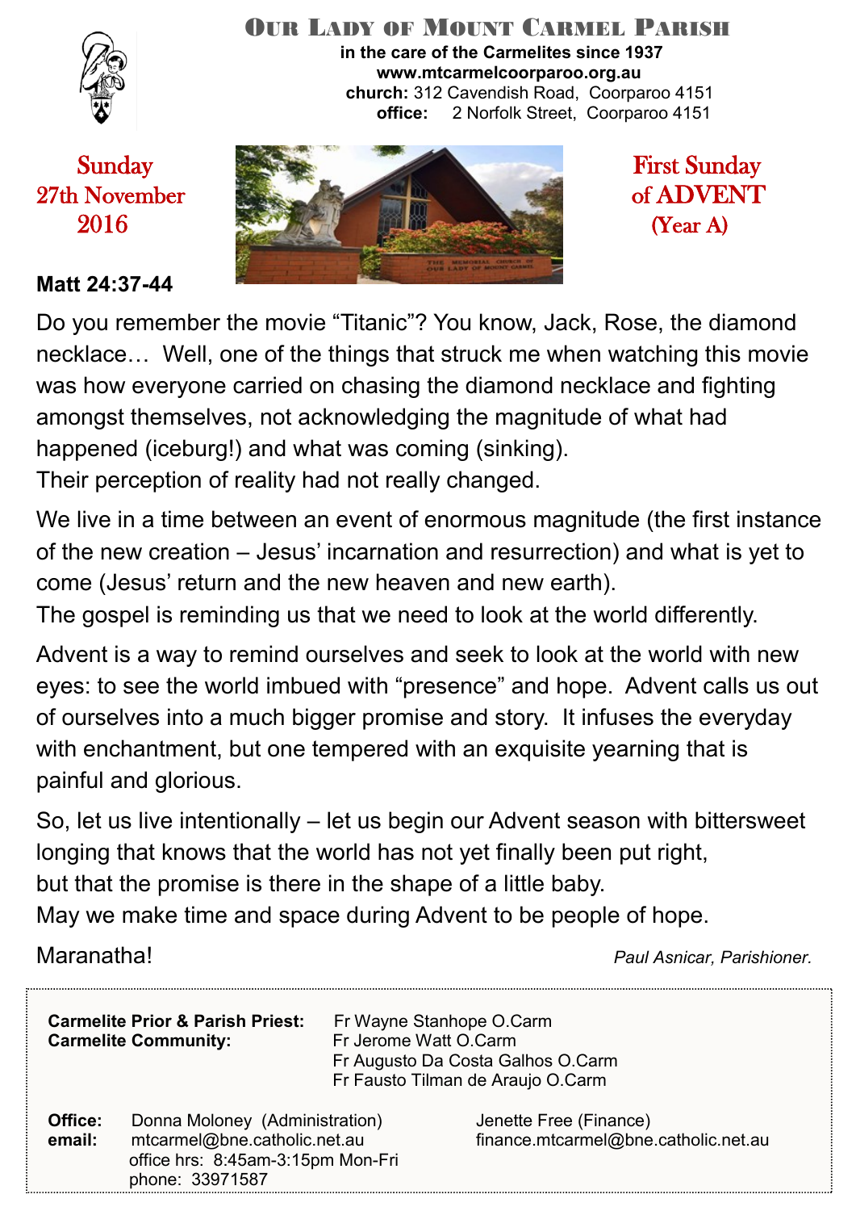# Our Lady of Mount Carmel Parish

**in the care of the Carmelites since 1937**
**www.mtcarmelcoorparoo.org.au**
**church:** 312 Cavendish Road, Coorparoo 4151
**office:** 2 Norfolk Street, Coorparoo 4151

Sunday
27th November
2016

First Sunday
of ADVENT
(Year A)

**Matt 24:37-44**

Do you remember the movie "Titanic"? You know, Jack, Rose, the diamond necklace… Well, one of the things that struck me when watching this movie was how everyone carried on chasing the diamond necklace and fighting amongst themselves, not acknowledging the magnitude of what had happened (iceburg!) and what was coming (sinking).
Their perception of reality had not really changed.

We live in a time between an event of enormous magnitude (the first instance of the new creation – Jesus' incarnation and resurrection) and what is yet to come (Jesus' return and the new heaven and new earth).
The gospel is reminding us that we need to look at the world differently.

Advent is a way to remind ourselves and seek to look at the world with new eyes: to see the world imbued with "presence" and hope. Advent calls us out of ourselves into a much bigger promise and story. It infuses the everyday with enchantment, but one tempered with an exquisite yearning that is painful and glorious.

So, let us live intentionally – let us begin our Advent season with bittersweet longing that knows that the world has not yet finally been put right,
but that the promise is there in the shape of a little baby.
May we make time and space during Advent to be people of hope.

Maranatha!

*Paul Asnicar, Parishioner.*

**Carmelite Prior & Parish Priest:** Fr Wayne Stanhope O.Carm
**Carmelite Community:** Fr Jerome Watt O.Carm
Fr Augusto Da Costa Galhos O.Carm
Fr Fausto Tilman de Araujo O.Carm

**Office:** Donna Moloney (Administration)
**email:** mtcarmel@bne.catholic.net.au
office hrs: 8:45am-3:15pm Mon-Fri
phone: 33971587

Jenette Free (Finance)
finance.mtcarmel@bne.catholic.net.au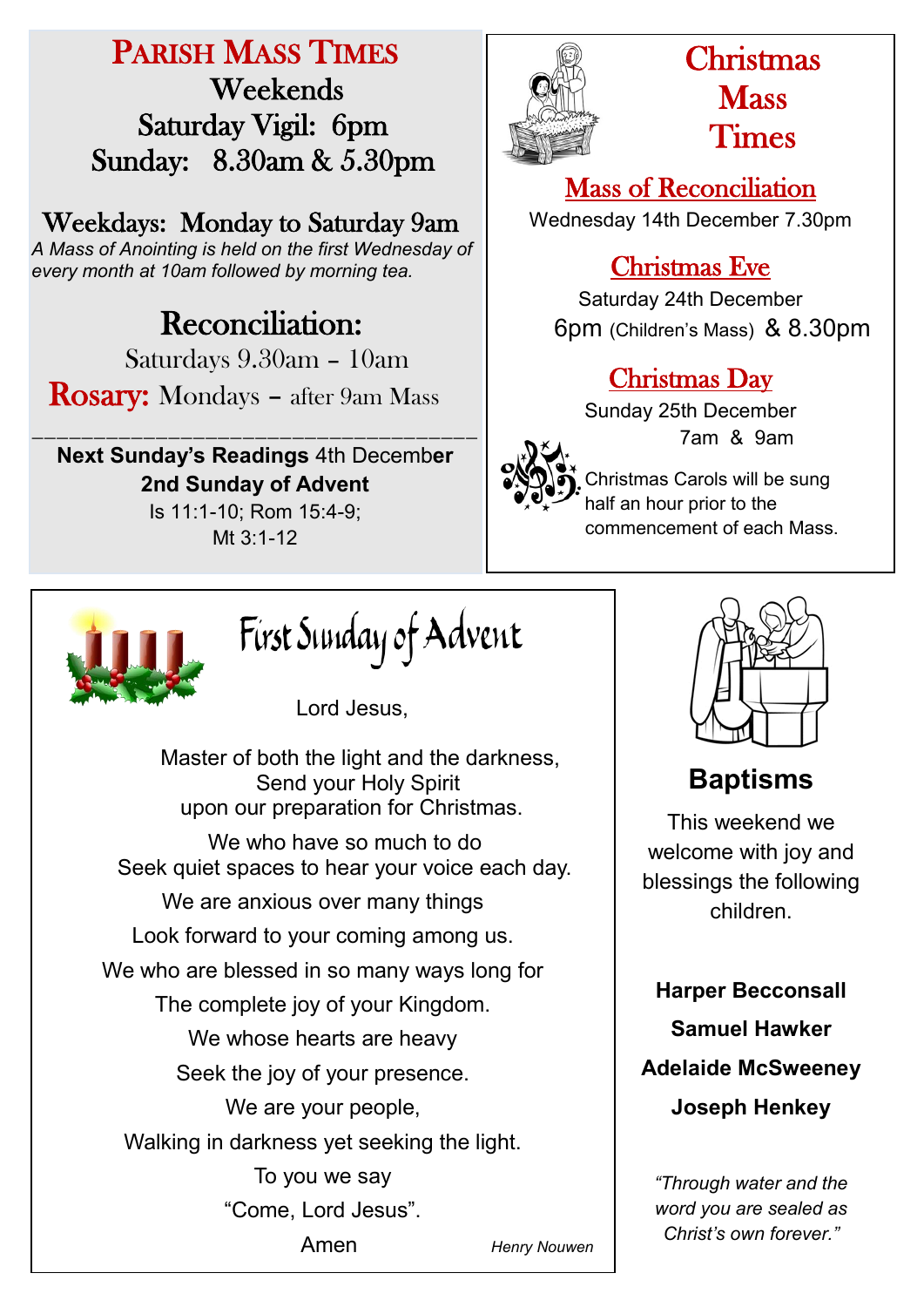## Parish Mass Times

**Weekends**

Saturday Vigil: 6pm

Sunday: 8.30am & 5.30pm

**Weekdays: Monday to Saturday 9am**

*A Mass of Anointing is held on the first Wednesday of every month at 10am followed by morning tea.*

## Reconciliation:

Saturdays 9.30am – 10am

**Rosary:** Mondays – after 9am Mass

---

**Next Sunday's Readings** 4th December

**2nd Sunday of Advent**

Is 11:1-10; Rom 15:4-9;
Mt 3:1-12

## Christmas Mass Times

### Mass of Reconciliation

Wednesday 14th December 7.30pm

### Christmas Eve

Saturday 24th December

6pm (Children's Mass) & 8.30pm

### Christmas Day

Sunday 25th December

7am & 9am

Christmas Carols will be sung half an hour prior to the commencement of each Mass.

## First Sunday of Advent

Lord Jesus,

Master of both the light and the darkness,
Send your Holy Spirit
upon our preparation for Christmas.

We who have so much to do
Seek quiet spaces to hear your voice each day.

We are anxious over many things
Look forward to your coming among us.

We who are blessed in so many ways long for
The complete joy of your Kingdom.

We whose hearts are heavy
Seek the joy of your presence.

We are your people,
Walking in darkness yet seeking the light.

To you we say
"Come, Lord Jesus".

Amen

*Henry Nouwen*

## Baptisms

This weekend we welcome with joy and blessings the following children.

**Harper Becconsall**

**Samuel Hawker**

**Adelaide McSweeney**

**Joseph Henkey**

*"Through water and the word you are sealed as Christ's own forever."*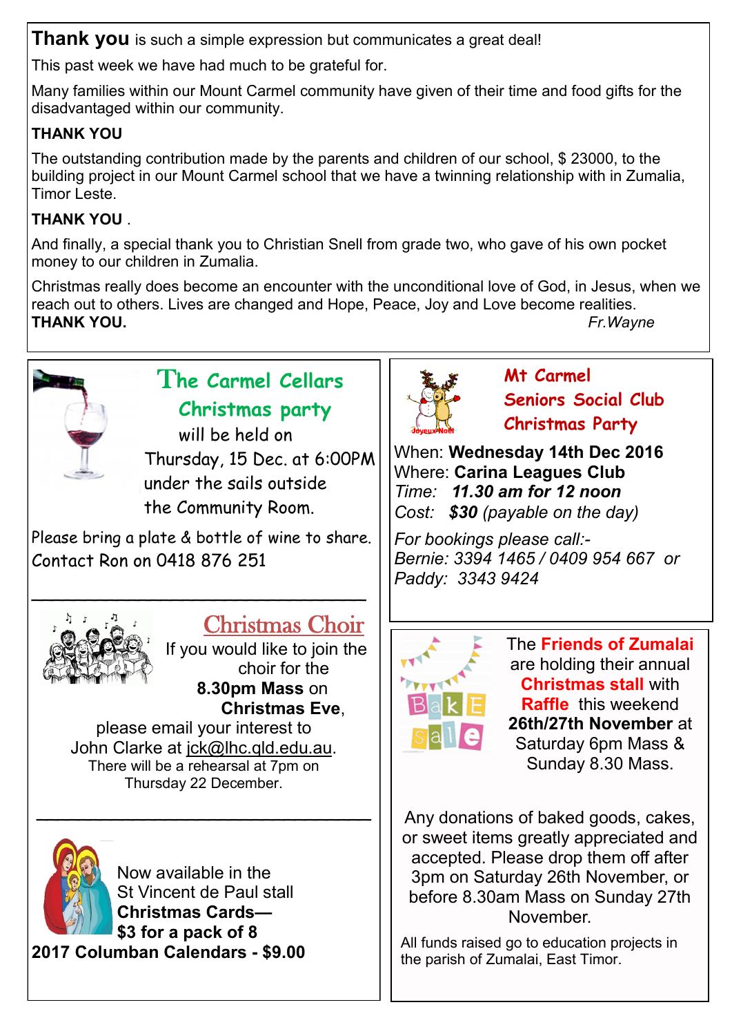**Thank you** is such a simple expression but communicates a great deal!

This past week we have had much to be grateful for.

Many families within our Mount Carmel community have given of their time and food gifts for the disadvantaged within our community.

**THANK YOU**

The outstanding contribution made by the parents and children of our school, $ 23000, to the building project in our Mount Carmel school that we have a twinning relationship with in Zumalia, Timor Leste.

**THANK YOU** .

And finally, a special thank you to Christian Snell from grade two, who gave of his own pocket money to our children in Zumalia.

Christmas really does become an encounter with the unconditional love of God, in Jesus, when we reach out to others. Lives are changed and Hope, Peace, Joy and Love become realities.

**THANK YOU.** *Fr.Wayne*

## The Carmel Cellars Christmas party

will be held on Thursday, 15 Dec. at 6:00PM under the sails outside the Community Room.

Please bring a plate & bottle of wine to share.
Contact Ron on 0418 876 251

## Christmas Choir

If you would like to join the choir for the **8.30pm Mass** on **Christmas Eve**, please email your interest to John Clarke at jck@lhc.qld.edu.au.
There will be a rehearsal at 7pm on Thursday 22 December.

Now available in the St Vincent de Paul stall
**Christmas Cards— $3 for a pack of 8**
**2017 Columban Calendars - $9.00**

## Mt Carmel Seniors Social Club Christmas Party

When: **Wednesday 14th Dec 2016**
Where: **Carina Leagues Club**
*Time:* ***11.30 am for 12 noon***
*Cost:* ***$30*** *(payable on the day)*

*For bookings please call:-*
*Bernie: 3394 1465 / 0409 954 667 or*
*Paddy: 3343 9424*

The **Friends of Zumalai** are holding their annual **Christmas stall** with **Raffle** this weekend **26th/27th November** at Saturday 6pm Mass & Sunday 8.30 Mass.

Any donations of baked goods, cakes, or sweet items greatly appreciated and accepted. Please drop them off after 3pm on Saturday 26th November, or before 8.30am Mass on Sunday 27th November.

All funds raised go to education projects in the parish of Zumalai, East Timor.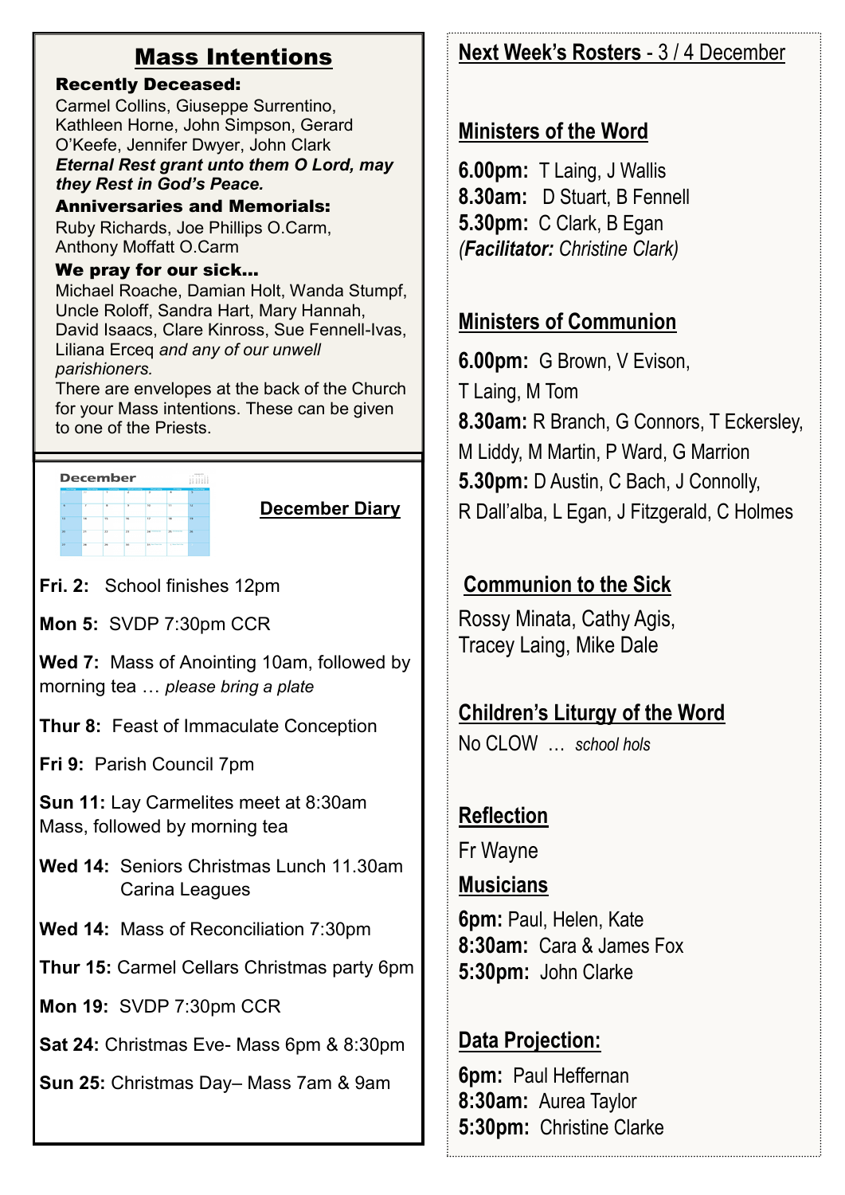## Mass Intentions

### Recently Deceased:

Carmel Collins, Giuseppe Surrentino, Kathleen Horne, John Simpson, Gerard O'Keefe, Jennifer Dwyer, John Clark

***Eternal Rest grant unto them O Lord, may they Rest in God's Peace.***

### Anniversaries and Memorials:

Ruby Richards, Joe Phillips O.Carm, Anthony Moffatt O.Carm

### We pray for our sick…

Michael Roache, Damian Holt, Wanda Stumpf, Uncle Roloff, Sandra Hart, Mary Hannah, David Isaacs, Clare Kinross, Sue Fennell-Ivas, Liliana Erceq *and any of our unwell parishioners.*

There are envelopes at the back of the Church for your Mass intentions. These can be given to one of the Priests.

## December Diary

**Fri. 2:** School finishes 12pm

**Mon 5:** SVDP 7:30pm CCR

**Wed 7:** Mass of Anointing 10am, followed by morning tea … *please bring a plate*

**Thur 8:** Feast of Immaculate Conception

**Fri 9:** Parish Council 7pm

**Sun 11:** Lay Carmelites meet at 8:30am Mass, followed by morning tea

**Wed 14:** Seniors Christmas Lunch 11.30am Carina Leagues

**Wed 14:** Mass of Reconciliation 7:30pm

**Thur 15:** Carmel Cellars Christmas party 6pm

**Mon 19:** SVDP 7:30pm CCR

**Sat 24:** Christmas Eve- Mass 6pm & 8:30pm

**Sun 25:** Christmas Day– Mass 7am & 9am

## Next Week's Rosters - 3 / 4 December

### Ministers of the Word

**6.00pm:** T Laing, J Wallis
**8.30am:** D Stuart, B Fennell
**5.30pm:** C Clark, B Egan
*(**Facilitator:** Christine Clark)*

### Ministers of Communion

**6.00pm:** G Brown, V Evison, T Laing, M Tom
**8.30am:** R Branch, G Connors, T Eckersley, M Liddy, M Martin, P Ward, G Marrion
**5.30pm:** D Austin, C Bach, J Connolly, R Dall'alba, L Egan, J Fitzgerald, C Holmes

### Communion to the Sick

Rossy Minata, Cathy Agis, Tracey Laing, Mike Dale

### Children's Liturgy of the Word

No CLOW … *school hols*

### Reflection

Fr Wayne

### Musicians

**6pm:** Paul, Helen, Kate
**8:30am:** Cara & James Fox
**5:30pm:** John Clarke

### Data Projection:

**6pm:** Paul Heffernan
**8:30am:** Aurea Taylor
**5:30pm:** Christine Clarke